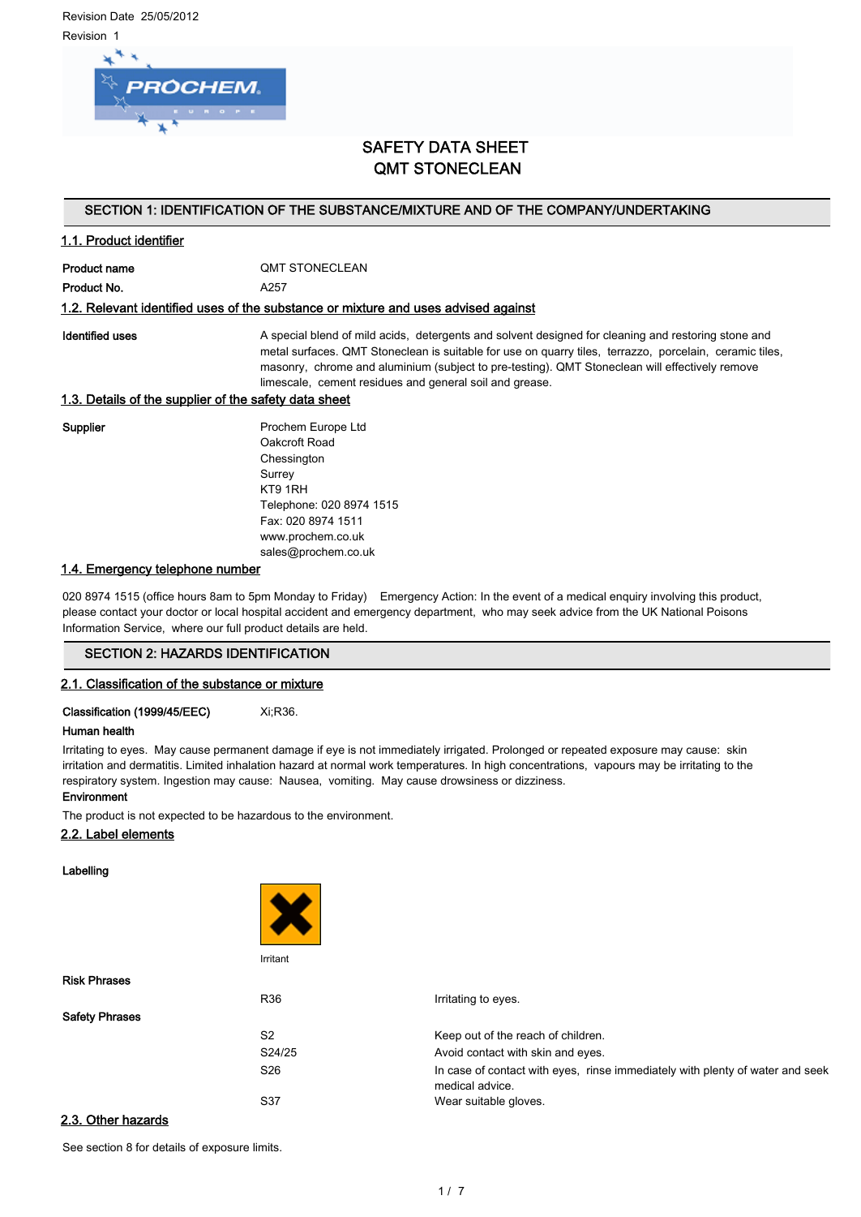Revision Date 25/05/2012

Revision 1

# SAFETY DATA SHEET
# QMT STONECLEAN

## SECTION 1: IDENTIFICATION OF THE SUBSTANCE/MIXTURE AND OF THE COMPANY/UNDERTAKING

### 1.1. Product identifier

**Product name** QMT STONECLEAN

**Product No.** A257

### 1.2. Relevant identified uses of the substance or mixture and uses advised against

**Identified uses** A special blend of mild acids, detergents and solvent designed for cleaning and restoring stone and metal surfaces. QMT Stoneclean is suitable for use on quarry tiles, terrazzo, porcelain, ceramic tiles, masonry, chrome and aluminium (subject to pre-testing). QMT Stoneclean will effectively remove limescale, cement residues and general soil and grease.

### 1.3. Details of the supplier of the safety data sheet

**Supplier**

Prochem Europe Ltd
Oakcroft Road
Chessington
Surrey
KT9 1RH
Telephone: 020 8974 1515
Fax: 020 8974 1511
www.prochem.co.uk
sales@prochem.co.uk

### 1.4. Emergency telephone number

020 8974 1515 (office hours 8am to 5pm Monday to Friday) Emergency Action: In the event of a medical enquiry involving this product, please contact your doctor or local hospital accident and emergency department, who may seek advice from the UK National Poisons Information Service, where our full product details are held.

## SECTION 2: HAZARDS IDENTIFICATION

### 2.1. Classification of the substance or mixture

**Classification (1999/45/EEC)** Xi;R36.

**Human health**

Irritating to eyes. May cause permanent damage if eye is not immediately irrigated. Prolonged or repeated exposure may cause: skin irritation and dermatitis. Limited inhalation hazard at normal work temperatures. In high concentrations, vapours may be irritating to the respiratory system. Ingestion may cause: Nausea, vomiting. May cause drowsiness or dizziness.

**Environment**

The product is not expected to be hazardous to the environment.

### 2.2. Label elements

**Labelling**

Irritant

**Risk Phrases**

| | |
|---|---|
| R36 | Irritating to eyes. |

**Safety Phrases**

| | |
|---|---|
| S2 | Keep out of the reach of children. |
| S24/25 | Avoid contact with skin and eyes. |
| S26 | In case of contact with eyes, rinse immediately with plenty of water and seek medical advice. |
| S37 | Wear suitable gloves. |

### 2.3. Other hazards

See section 8 for details of exposure limits.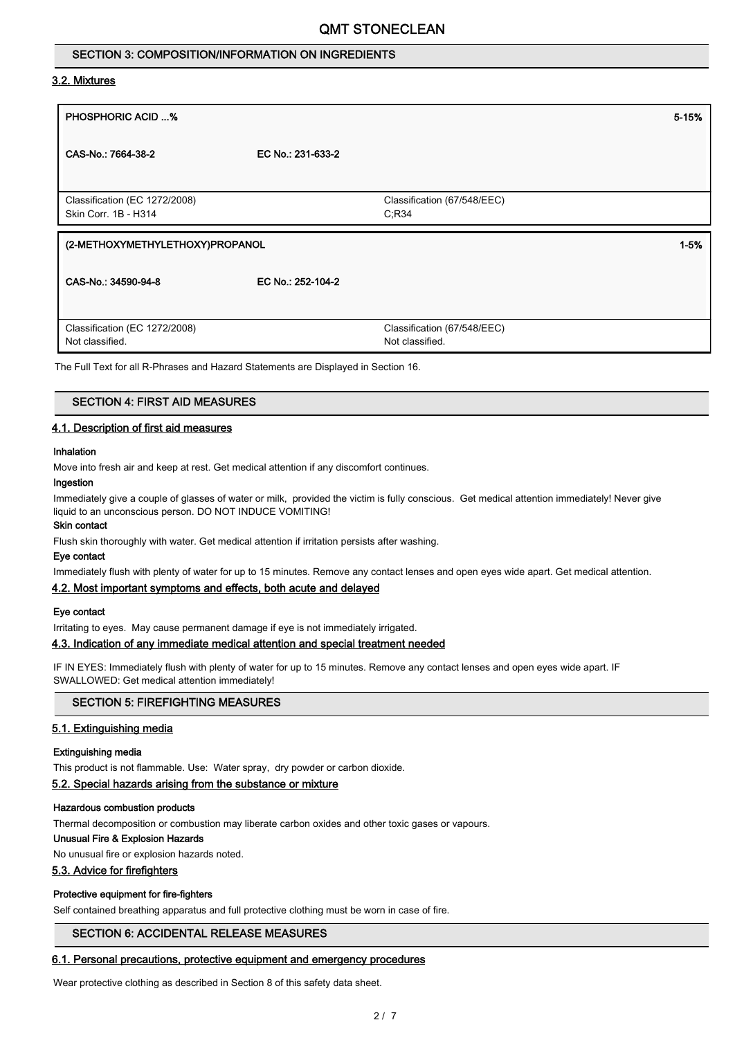## SECTION 3: COMPOSITION/INFORMATION ON INGREDIENTS

### 3.2. Mixtures

| **PHOSPHORIC ACID ...%** | | | **5-15%** |
|---|---|---|---|
| **CAS-No.: 7664-38-2** | **EC No.: 231-633-2** | | |
| Classification (EC 1272/2008)<br>Skin Corr. 1B - H314 | | Classification (67/548/EEC)<br>C;R34 | |

| **(2-METHOXYMETHYLETHOXY)PROPANOL** | | | **1-5%** |
|---|---|---|---|
| **CAS-No.: 34590-94-8** | **EC No.: 252-104-2** | | |
| Classification (EC 1272/2008)<br>Not classified. | | Classification (67/548/EEC)<br>Not classified. | |

The Full Text for all R-Phrases and Hazard Statements are Displayed in Section 16.

## SECTION 4: FIRST AID MEASURES

### 4.1. Description of first aid measures

**Inhalation**

Move into fresh air and keep at rest. Get medical attention if any discomfort continues.

**Ingestion**

Immediately give a couple of glasses of water or milk, provided the victim is fully conscious. Get medical attention immediately! Never give liquid to an unconscious person. DO NOT INDUCE VOMITING!

**Skin contact**

Flush skin thoroughly with water. Get medical attention if irritation persists after washing.

**Eye contact**

Immediately flush with plenty of water for up to 15 minutes. Remove any contact lenses and open eyes wide apart. Get medical attention.

### 4.2. Most important symptoms and effects, both acute and delayed

**Eye contact**

Irritating to eyes. May cause permanent damage if eye is not immediately irrigated.

### 4.3. Indication of any immediate medical attention and special treatment needed

IF IN EYES: Immediately flush with plenty of water for up to 15 minutes. Remove any contact lenses and open eyes wide apart. IF SWALLOWED: Get medical attention immediately!

## SECTION 5: FIREFIGHTING MEASURES

### 5.1. Extinguishing media

**Extinguishing media**

This product is not flammable. Use: Water spray, dry powder or carbon dioxide.

### 5.2. Special hazards arising from the substance or mixture

**Hazardous combustion products**

Thermal decomposition or combustion may liberate carbon oxides and other toxic gases or vapours.

**Unusual Fire & Explosion Hazards**

No unusual fire or explosion hazards noted.

### 5.3. Advice for firefighters

**Protective equipment for fire-fighters**

Self contained breathing apparatus and full protective clothing must be worn in case of fire.

## SECTION 6: ACCIDENTAL RELEASE MEASURES

### 6.1. Personal precautions, protective equipment and emergency procedures

Wear protective clothing as described in Section 8 of this safety data sheet.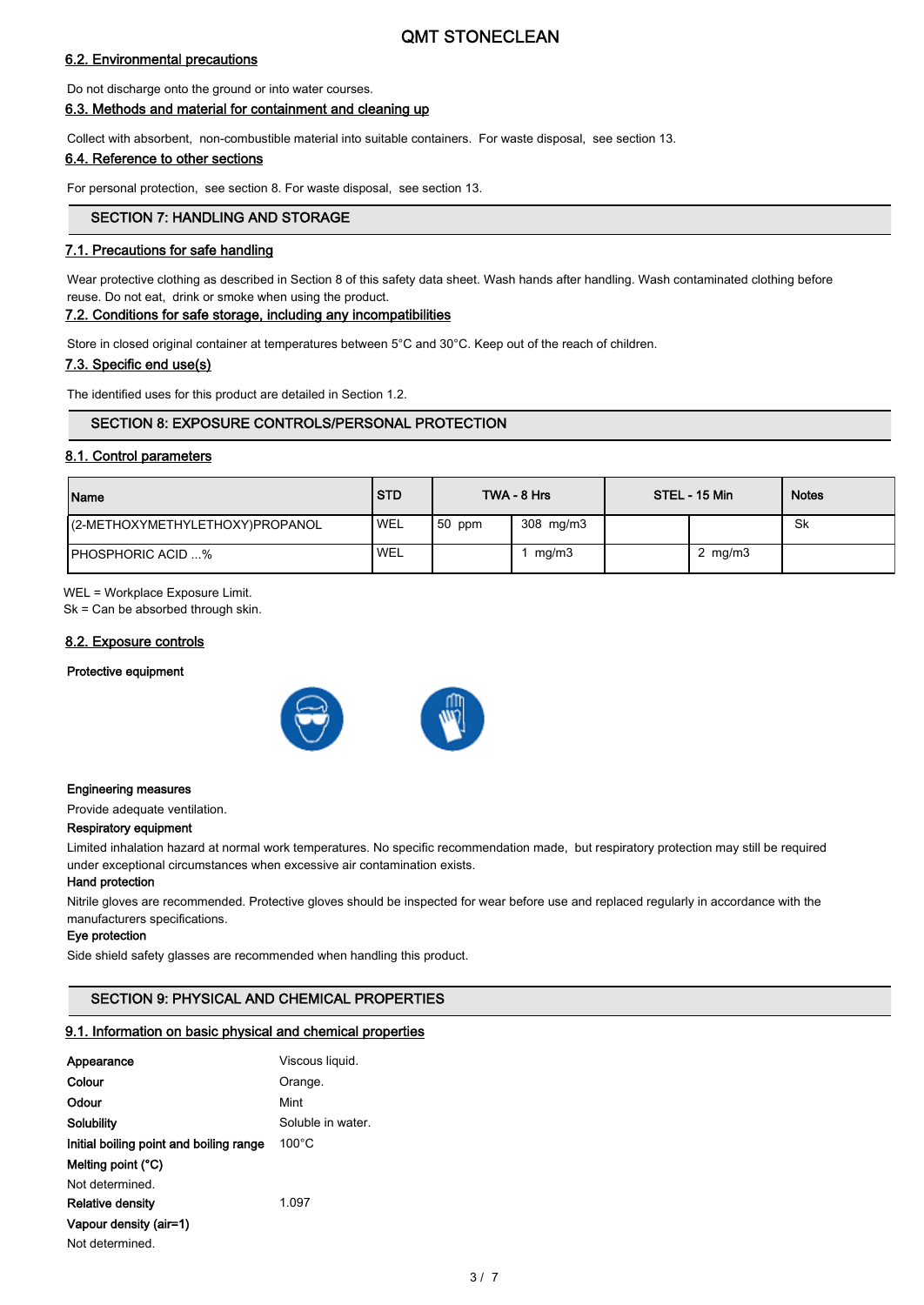## 6.2. Environmental precautions

Do not discharge onto the ground or into water courses.

## 6.3. Methods and material for containment and cleaning up

Collect with absorbent, non-combustible material into suitable containers. For waste disposal, see section 13.

## 6.4. Reference to other sections

For personal protection, see section 8. For waste disposal, see section 13.

# SECTION 7: HANDLING AND STORAGE

## 7.1. Precautions for safe handling

Wear protective clothing as described in Section 8 of this safety data sheet. Wash hands after handling. Wash contaminated clothing before reuse. Do not eat, drink or smoke when using the product.

## 7.2. Conditions for safe storage, including any incompatibilities

Store in closed original container at temperatures between 5°C and 30°C. Keep out of the reach of children.

## 7.3. Specific end use(s)

The identified uses for this product are detailed in Section 1.2.

# SECTION 8: EXPOSURE CONTROLS/PERSONAL PROTECTION

## 8.1. Control parameters

| Name | STD | TWA - 8 Hrs | | STEL - 15 Min | | Notes |
|---|---|---|---|---|---|---|
| (2-METHOXYMETHYLETHOXY)PROPANOL | WEL | 50 ppm | 308 mg/m3 | | | Sk |
| PHOSPHORIC ACID ...% | WEL | | 1 mg/m3 | | 2 mg/m3 | |

WEL = Workplace Exposure Limit.
Sk = Can be absorbed through skin.

## 8.2. Exposure controls

**Protective equipment**

**Engineering measures**

Provide adequate ventilation.

**Respiratory equipment**

Limited inhalation hazard at normal work temperatures. No specific recommendation made, but respiratory protection may still be required under exceptional circumstances when excessive air contamination exists.

**Hand protection**

Nitrile gloves are recommended. Protective gloves should be inspected for wear before use and replaced regularly in accordance with the manufacturers specifications.

**Eye protection**

Side shield safety glasses are recommended when handling this product.

# SECTION 9: PHYSICAL AND CHEMICAL PROPERTIES

## 9.1. Information on basic physical and chemical properties

**Appearance** Viscous liquid.

**Colour** Orange.

**Odour** Mint

**Solubility** Soluble in water.

**Initial boiling point and boiling range** 100°C

**Melting point (°C)**

Not determined.

**Relative density** 1.097

**Vapour density (air=1)**

Not determined.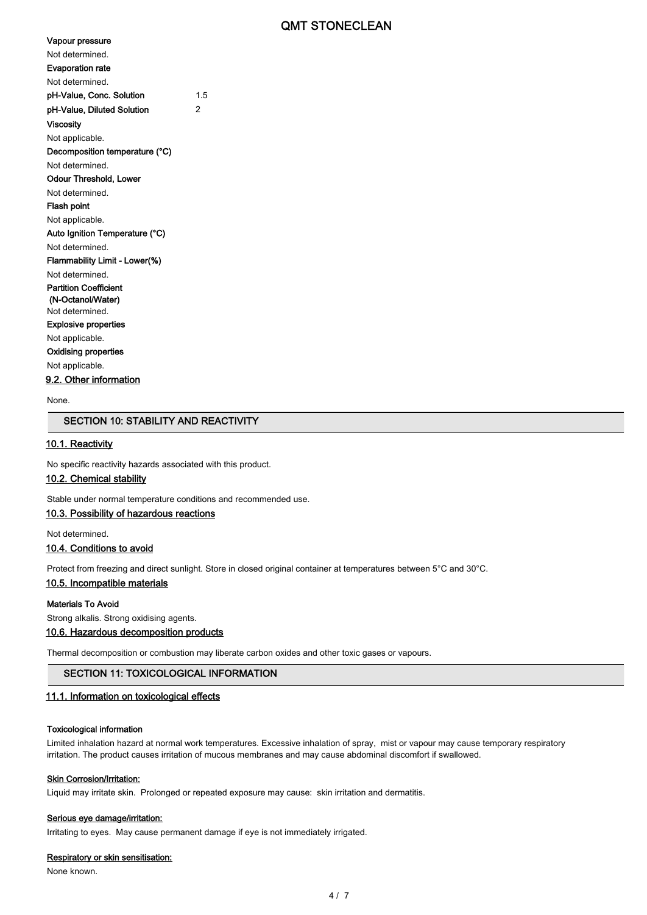**Vapour pressure**

Not determined.

**Evaporation rate**

Not determined.

**pH-Value, Conc. Solution** 1.5

**pH-Value, Diluted Solution** 2

**Viscosity**

Not applicable.

**Decomposition temperature (°C)**

Not determined.

**Odour Threshold, Lower**

Not determined.

**Flash point**

Not applicable.

**Auto Ignition Temperature (°C)**

Not determined.

**Flammability Limit - Lower(%)**

Not determined.

**Partition Coefficient (N-Octanol/Water)**

Not determined.

**Explosive properties**

Not applicable.

**Oxidising properties**

Not applicable.

### 9.2. Other information

None.

## SECTION 10: STABILITY AND REACTIVITY

### 10.1. Reactivity

No specific reactivity hazards associated with this product.

### 10.2. Chemical stability

Stable under normal temperature conditions and recommended use.

### 10.3. Possibility of hazardous reactions

Not determined.

### 10.4. Conditions to avoid

Protect from freezing and direct sunlight. Store in closed original container at temperatures between 5°C and 30°C.

### 10.5. Incompatible materials

**Materials To Avoid**

Strong alkalis. Strong oxidising agents.

### 10.6. Hazardous decomposition products

Thermal decomposition or combustion may liberate carbon oxides and other toxic gases or vapours.

## SECTION 11: TOXICOLOGICAL INFORMATION

### 11.1. Information on toxicological effects

**Toxicological information**

Limited inhalation hazard at normal work temperatures. Excessive inhalation of spray, mist or vapour may cause temporary respiratory irritation. The product causes irritation of mucous membranes and may cause abdominal discomfort if swallowed.

**Skin Corrosion/Irritation:**

Liquid may irritate skin. Prolonged or repeated exposure may cause: skin irritation and dermatitis.

**Serious eye damage/irritation:**

Irritating to eyes. May cause permanent damage if eye is not immediately irrigated.

**Respiratory or skin sensitisation:**

None known.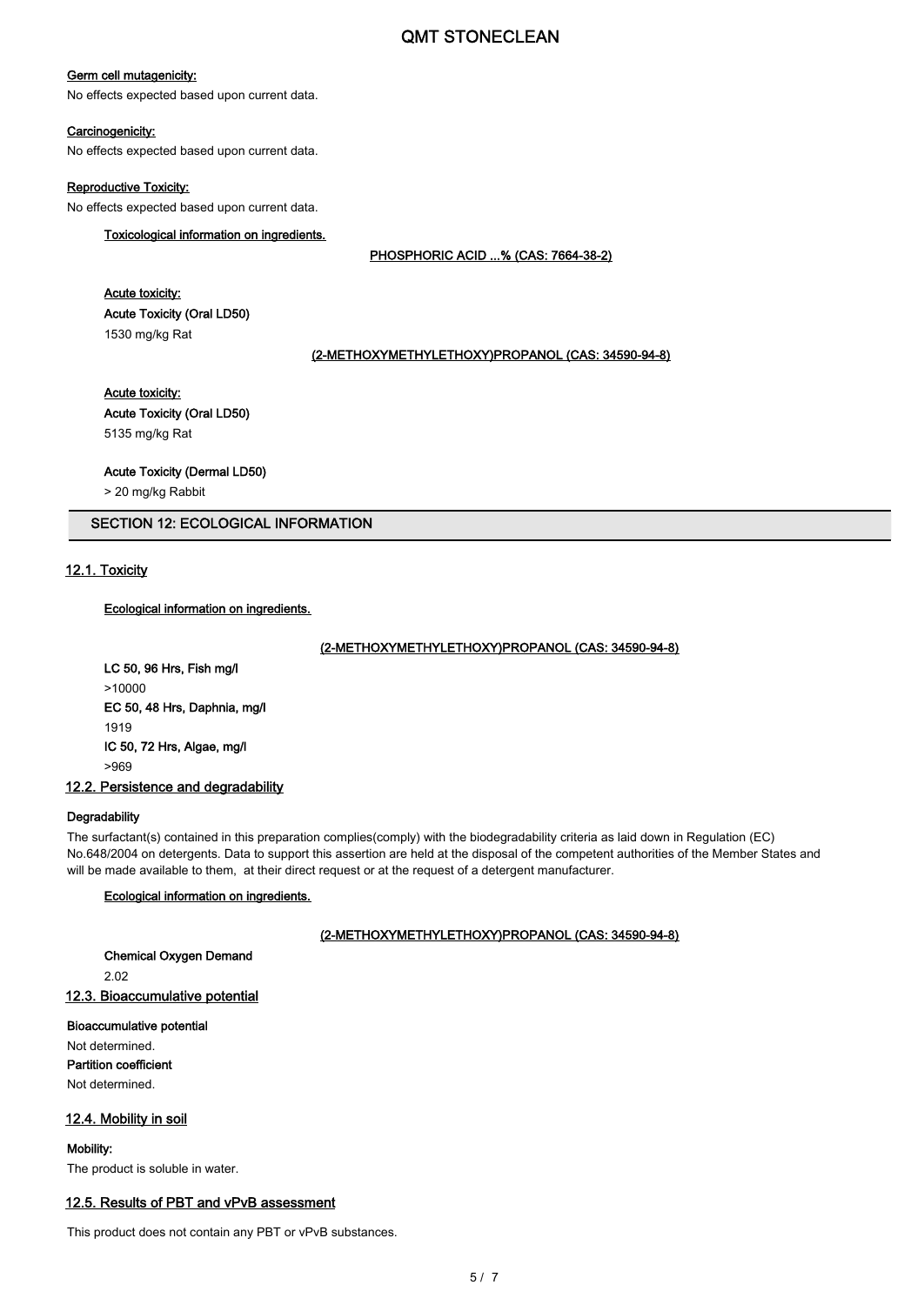**Germ cell mutagenicity:**

No effects expected based upon current data.

**Carcinogenicity:**

No effects expected based upon current data.

**Reproductive Toxicity:**

No effects expected based upon current data.

**Toxicological information on ingredients.**

**PHOSPHORIC ACID ...% (CAS: 7664-38-2)**

**Acute toxicity:**

**Acute Toxicity (Oral LD50)**

1530 mg/kg Rat

**(2-METHOXYMETHYLETHOXY)PROPANOL (CAS: 34590-94-8)**

**Acute toxicity:**

**Acute Toxicity (Oral LD50)**

5135 mg/kg Rat

**Acute Toxicity (Dermal LD50)**

> 20 mg/kg Rabbit

## SECTION 12: ECOLOGICAL INFORMATION

### 12.1. Toxicity

**Ecological information on ingredients.**

**(2-METHOXYMETHYLETHOXY)PROPANOL (CAS: 34590-94-8)**

**LC 50, 96 Hrs, Fish mg/l**

>10000

**EC 50, 48 Hrs, Daphnia, mg/l**

1919

**IC 50, 72 Hrs, Algae, mg/l**

>969

### 12.2. Persistence and degradability

**Degradability**

The surfactant(s) contained in this preparation complies(comply) with the biodegradability criteria as laid down in Regulation (EC) No.648/2004 on detergents. Data to support this assertion are held at the disposal of the competent authorities of the Member States and will be made available to them, at their direct request or at the request of a detergent manufacturer.

**Ecological information on ingredients.**

**(2-METHOXYMETHYLETHOXY)PROPANOL (CAS: 34590-94-8)**

**Chemical Oxygen Demand**

2.02

### 12.3. Bioaccumulative potential

**Bioaccumulative potential**

Not determined.

**Partition coefficient**

Not determined.

### 12.4. Mobility in soil

**Mobility:**

The product is soluble in water.

### 12.5. Results of PBT and vPvB assessment

This product does not contain any PBT or vPvB substances.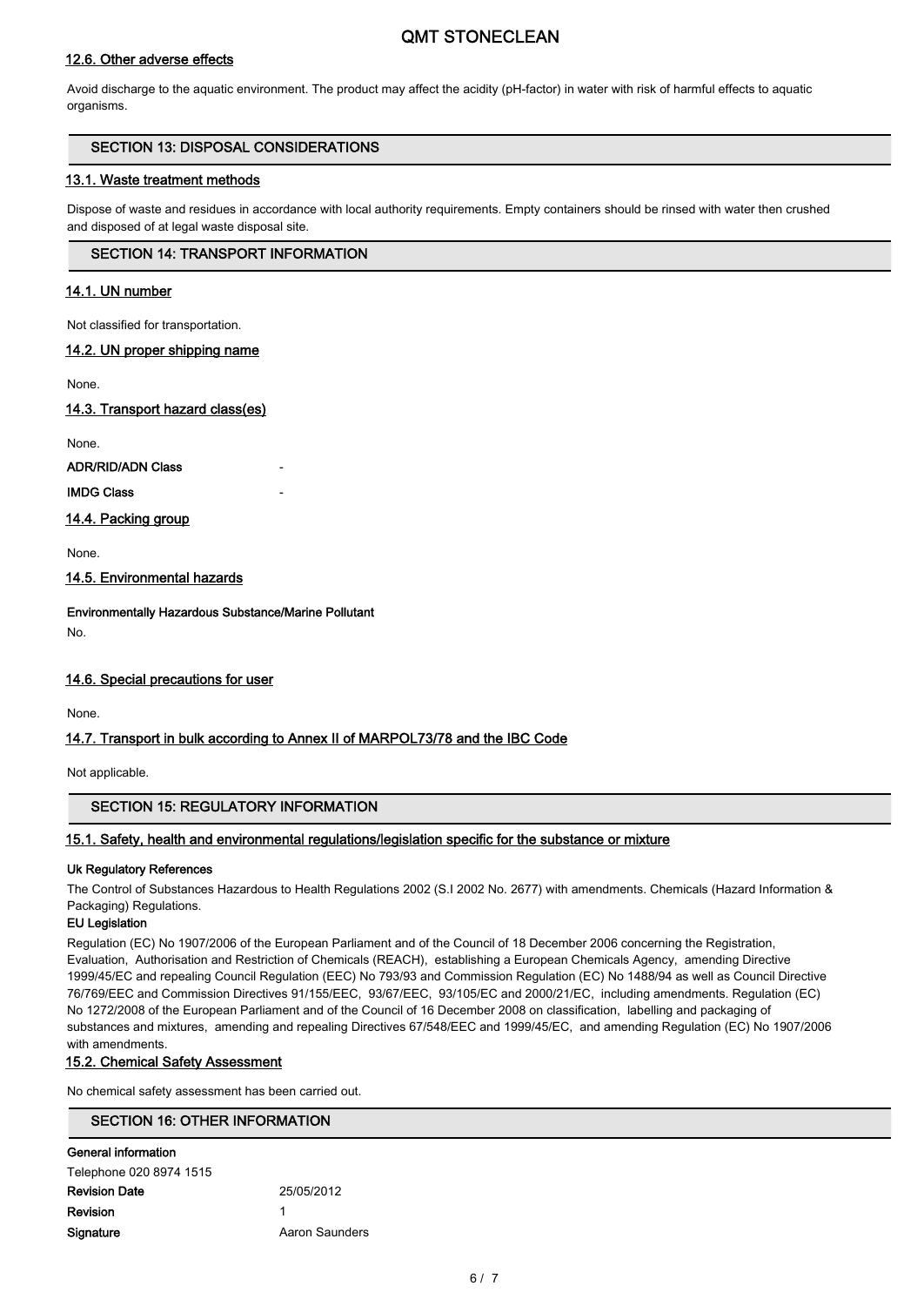### 12.6. Other adverse effects

Avoid discharge to the aquatic environment. The product may affect the acidity (pH-factor) in water with risk of harmful effects to aquatic organisms.

## SECTION 13: DISPOSAL CONSIDERATIONS

### 13.1. Waste treatment methods

Dispose of waste and residues in accordance with local authority requirements. Empty containers should be rinsed with water then crushed and disposed of at legal waste disposal site.

## SECTION 14: TRANSPORT INFORMATION

### 14.1. UN number

Not classified for transportation.

### 14.2. UN proper shipping name

None.

### 14.3. Transport hazard class(es)

None.

**ADR/RID/ADN Class** -

**IMDG Class** -

### 14.4. Packing group

None.

### 14.5. Environmental hazards

**Environmentally Hazardous Substance/Marine Pollutant**

No.

### 14.6. Special precautions for user

None.

### 14.7. Transport in bulk according to Annex II of MARPOL73/78 and the IBC Code

Not applicable.

## SECTION 15: REGULATORY INFORMATION

### 15.1. Safety, health and environmental regulations/legislation specific for the substance or mixture

**Uk Regulatory References**

The Control of Substances Hazardous to Health Regulations 2002 (S.I 2002 No. 2677) with amendments. Chemicals (Hazard Information & Packaging) Regulations.

**EU Legislation**

Regulation (EC) No 1907/2006 of the European Parliament and of the Council of 18 December 2006 concerning the Registration, Evaluation, Authorisation and Restriction of Chemicals (REACH), establishing a European Chemicals Agency, amending Directive 1999/45/EC and repealing Council Regulation (EEC) No 793/93 and Commission Regulation (EC) No 1488/94 as well as Council Directive 76/769/EEC and Commission Directives 91/155/EEC, 93/67/EEC, 93/105/EC and 2000/21/EC, including amendments. Regulation (EC) No 1272/2008 of the European Parliament and of the Council of 16 December 2008 on classification, labelling and packaging of substances and mixtures, amending and repealing Directives 67/548/EEC and 1999/45/EC, and amending Regulation (EC) No 1907/2006 with amendments.

### 15.2. Chemical Safety Assessment

No chemical safety assessment has been carried out.

## SECTION 16: OTHER INFORMATION

**General information**

Telephone 020 8974 1515

**Revision Date** 25/05/2012

**Revision** 1

**Signature** Aaron Saunders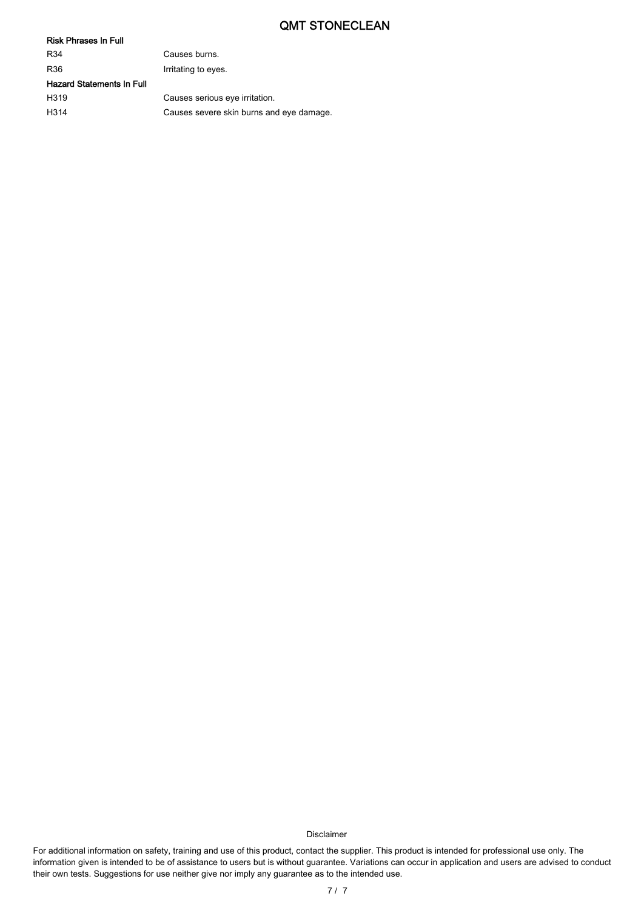**Risk Phrases In Full**

| | |
|---|---|
| R34 | Causes burns. |
| R36 | Irritating to eyes. |

**Hazard Statements In Full**

| | |
|---|---|
| H319 | Causes serious eye irritation. |
| H314 | Causes severe skin burns and eye damage. |

Disclaimer

For additional information on safety, training and use of this product, contact the supplier. This product is intended for professional use only. The information given is intended to be of assistance to users but is without guarantee. Variations can occur in application and users are advised to conduct their own tests. Suggestions for use neither give nor imply any guarantee as to the intended use.